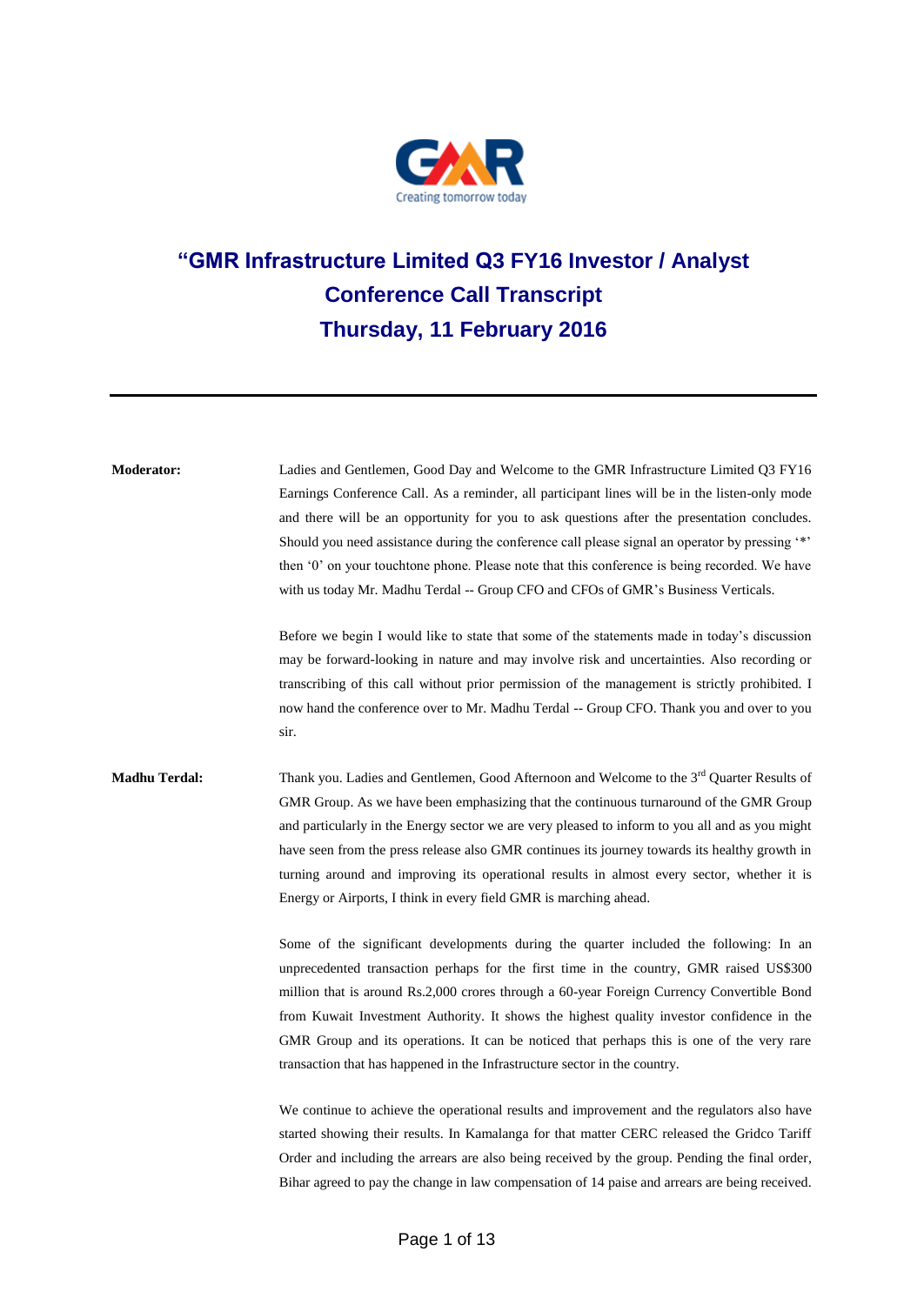# "GMR Infrastructure Limited Q3 FY16 Investor / Analyst Conference Call Transcript
# Thursday, 11 February 2016

---

**Moderator:** Ladies and Gentlemen, Good Day and Welcome to the GMR Infrastructure Limited Q3 FY16 Earnings Conference Call. As a reminder, all participant lines will be in the listen-only mode and there will be an opportunity for you to ask questions after the presentation concludes. Should you need assistance during the conference call please signal an operator by pressing '*' then '0' on your touchtone phone. Please note that this conference is being recorded. We have with us today Mr. Madhu Terdal -- Group CFO and CFOs of GMR's Business Verticals.

Before we begin I would like to state that some of the statements made in today's discussion may be forward-looking in nature and may involve risk and uncertainties. Also recording or transcribing of this call without prior permission of the management is strictly prohibited. I now hand the conference over to Mr. Madhu Terdal -- Group CFO. Thank you and over to you sir.

**Madhu Terdal:** Thank you. Ladies and Gentlemen, Good Afternoon and Welcome to the 3rd Quarter Results of GMR Group. As we have been emphasizing that the continuous turnaround of the GMR Group and particularly in the Energy sector we are very pleased to inform to you all and as you might have seen from the press release also GMR continues its journey towards its healthy growth in turning around and improving its operational results in almost every sector, whether it is Energy or Airports, I think in every field GMR is marching ahead.

Some of the significant developments during the quarter included the following: In an unprecedented transaction perhaps for the first time in the country, GMR raised US$300 million that is around Rs.2,000 crores through a 60-year Foreign Currency Convertible Bond from Kuwait Investment Authority. It shows the highest quality investor confidence in the GMR Group and its operations. It can be noticed that perhaps this is one of the very rare transaction that has happened in the Infrastructure sector in the country.

We continue to achieve the operational results and improvement and the regulators also have started showing their results. In Kamalanga for that matter CERC released the Gridco Tariff Order and including the arrears are also being received by the group. Pending the final order, Bihar agreed to pay the change in law compensation of 14 paise and arrears are being received.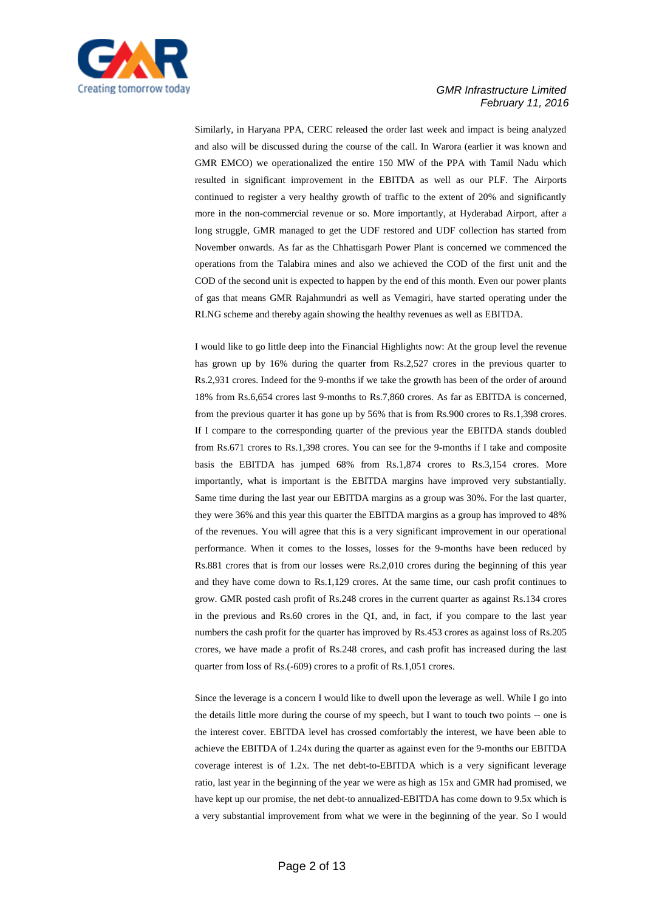Similarly, in Haryana PPA, CERC released the order last week and impact is being analyzed and also will be discussed during the course of the call. In Warora (earlier it was known and GMR EMCO) we operationalized the entire 150 MW of the PPA with Tamil Nadu which resulted in significant improvement in the EBITDA as well as our PLF. The Airports continued to register a very healthy growth of traffic to the extent of 20% and significantly more in the non-commercial revenue or so. More importantly, at Hyderabad Airport, after a long struggle, GMR managed to get the UDF restored and UDF collection has started from November onwards. As far as the Chhattisgarh Power Plant is concerned we commenced the operations from the Talabira mines and also we achieved the COD of the first unit and the COD of the second unit is expected to happen by the end of this month. Even our power plants of gas that means GMR Rajahmundri as well as Vemagiri, have started operating under the RLNG scheme and thereby again showing the healthy revenues as well as EBITDA.

I would like to go little deep into the Financial Highlights now: At the group level the revenue has grown up by 16% during the quarter from Rs.2,527 crores in the previous quarter to Rs.2,931 crores. Indeed for the 9-months if we take the growth has been of the order of around 18% from Rs.6,654 crores last 9-months to Rs.7,860 crores. As far as EBITDA is concerned, from the previous quarter it has gone up by 56% that is from Rs.900 crores to Rs.1,398 crores. If I compare to the corresponding quarter of the previous year the EBITDA stands doubled from Rs.671 crores to Rs.1,398 crores. You can see for the 9-months if I take and composite basis the EBITDA has jumped 68% from Rs.1,874 crores to Rs.3,154 crores. More importantly, what is important is the EBITDA margins have improved very substantially. Same time during the last year our EBITDA margins as a group was 30%. For the last quarter, they were 36% and this year this quarter the EBITDA margins as a group has improved to 48% of the revenues. You will agree that this is a very significant improvement in our operational performance. When it comes to the losses, losses for the 9-months have been reduced by Rs.881 crores that is from our losses were Rs.2,010 crores during the beginning of this year and they have come down to Rs.1,129 crores. At the same time, our cash profit continues to grow. GMR posted cash profit of Rs.248 crores in the current quarter as against Rs.134 crores in the previous and Rs.60 crores in the Q1, and, in fact, if you compare to the last year numbers the cash profit for the quarter has improved by Rs.453 crores as against loss of Rs.205 crores, we have made a profit of Rs.248 crores, and cash profit has increased during the last quarter from loss of Rs.(-609) crores to a profit of Rs.1,051 crores.

Since the leverage is a concern I would like to dwell upon the leverage as well. While I go into the details little more during the course of my speech, but I want to touch two points -- one is the interest cover. EBITDA level has crossed comfortably the interest, we have been able to achieve the EBITDA of 1.24x during the quarter as against even for the 9-months our EBITDA coverage interest is of 1.2x. The net debt-to-EBITDA which is a very significant leverage ratio, last year in the beginning of the year we were as high as 15x and GMR had promised, we have kept up our promise, the net debt-to annualized-EBITDA has come down to 9.5x which is a very substantial improvement from what we were in the beginning of the year. So I would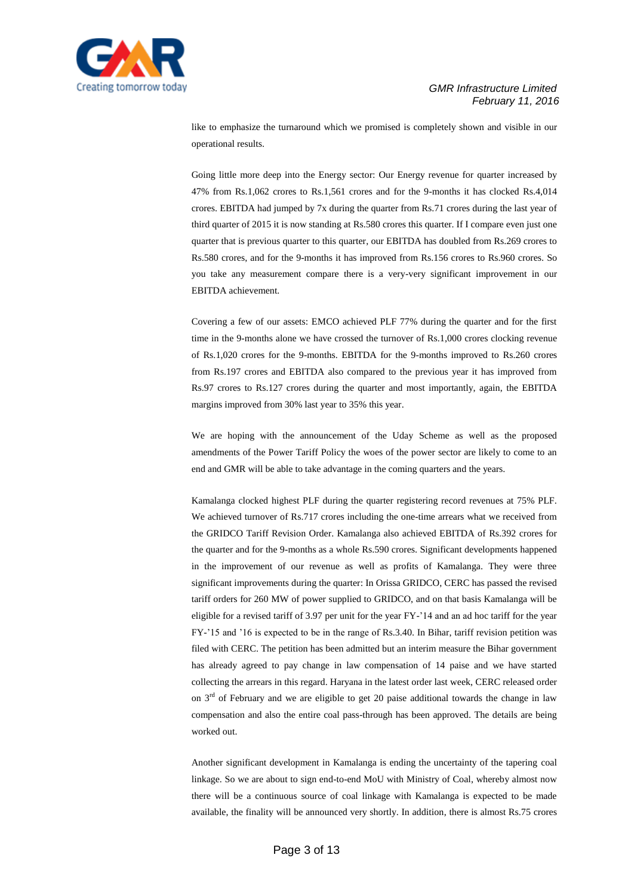like to emphasize the turnaround which we promised is completely shown and visible in our operational results.

Going little more deep into the Energy sector: Our Energy revenue for quarter increased by 47% from Rs.1,062 crores to Rs.1,561 crores and for the 9-months it has clocked Rs.4,014 crores. EBITDA had jumped by 7x during the quarter from Rs.71 crores during the last year of third quarter of 2015 it is now standing at Rs.580 crores this quarter. If I compare even just one quarter that is previous quarter to this quarter, our EBITDA has doubled from Rs.269 crores to Rs.580 crores, and for the 9-months it has improved from Rs.156 crores to Rs.960 crores. So you take any measurement compare there is a very-very significant improvement in our EBITDA achievement.

Covering a few of our assets: EMCO achieved PLF 77% during the quarter and for the first time in the 9-months alone we have crossed the turnover of Rs.1,000 crores clocking revenue of Rs.1,020 crores for the 9-months. EBITDA for the 9-months improved to Rs.260 crores from Rs.197 crores and EBITDA also compared to the previous year it has improved from Rs.97 crores to Rs.127 crores during the quarter and most importantly, again, the EBITDA margins improved from 30% last year to 35% this year.

We are hoping with the announcement of the Uday Scheme as well as the proposed amendments of the Power Tariff Policy the woes of the power sector are likely to come to an end and GMR will be able to take advantage in the coming quarters and the years.

Kamalanga clocked highest PLF during the quarter registering record revenues at 75% PLF. We achieved turnover of Rs.717 crores including the one-time arrears what we received from the GRIDCO Tariff Revision Order. Kamalanga also achieved EBITDA of Rs.392 crores for the quarter and for the 9-months as a whole Rs.590 crores. Significant developments happened in the improvement of our revenue as well as profits of Kamalanga. They were three significant improvements during the quarter: In Orissa GRIDCO, CERC has passed the revised tariff orders for 260 MW of power supplied to GRIDCO, and on that basis Kamalanga will be eligible for a revised tariff of 3.97 per unit for the year FY-'14 and an ad hoc tariff for the year FY-'15 and '16 is expected to be in the range of Rs.3.40. In Bihar, tariff revision petition was filed with CERC. The petition has been admitted but an interim measure the Bihar government has already agreed to pay change in law compensation of 14 paise and we have started collecting the arrears in this regard. Haryana in the latest order last week, CERC released order on 3rd of February and we are eligible to get 20 paise additional towards the change in law compensation and also the entire coal pass-through has been approved. The details are being worked out.

Another significant development in Kamalanga is ending the uncertainty of the tapering coal linkage. So we are about to sign end-to-end MoU with Ministry of Coal, whereby almost now there will be a continuous source of coal linkage with Kamalanga is expected to be made available, the finality will be announced very shortly. In addition, there is almost Rs.75 crores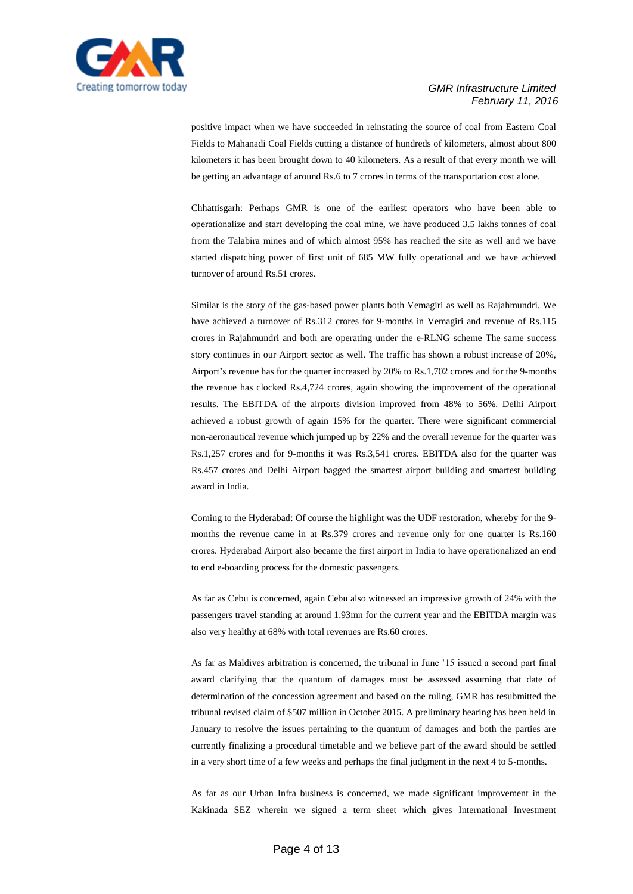positive impact when we have succeeded in reinstating the source of coal from Eastern Coal Fields to Mahanadi Coal Fields cutting a distance of hundreds of kilometers, almost about 800 kilometers it has been brought down to 40 kilometers. As a result of that every month we will be getting an advantage of around Rs.6 to 7 crores in terms of the transportation cost alone.

Chhattisgarh: Perhaps GMR is one of the earliest operators who have been able to operationalize and start developing the coal mine, we have produced 3.5 lakhs tonnes of coal from the Talabira mines and of which almost 95% has reached the site as well and we have started dispatching power of first unit of 685 MW fully operational and we have achieved turnover of around Rs.51 crores.

Similar is the story of the gas-based power plants both Vemagiri as well as Rajahmundri. We have achieved a turnover of Rs.312 crores for 9-months in Vemagiri and revenue of Rs.115 crores in Rajahmundri and both are operating under the e-RLNG scheme The same success story continues in our Airport sector as well. The traffic has shown a robust increase of 20%, Airport's revenue has for the quarter increased by 20% to Rs.1,702 crores and for the 9-months the revenue has clocked Rs.4,724 crores, again showing the improvement of the operational results. The EBITDA of the airports division improved from 48% to 56%. Delhi Airport achieved a robust growth of again 15% for the quarter. There were significant commercial non-aeronautical revenue which jumped up by 22% and the overall revenue for the quarter was Rs.1,257 crores and for 9-months it was Rs.3,541 crores. EBITDA also for the quarter was Rs.457 crores and Delhi Airport bagged the smartest airport building and smartest building award in India.

Coming to the Hyderabad: Of course the highlight was the UDF restoration, whereby for the 9-months the revenue came in at Rs.379 crores and revenue only for one quarter is Rs.160 crores. Hyderabad Airport also became the first airport in India to have operationalized an end to end e-boarding process for the domestic passengers.

As far as Cebu is concerned, again Cebu also witnessed an impressive growth of 24% with the passengers travel standing at around 1.93mn for the current year and the EBITDA margin was also very healthy at 68% with total revenues are Rs.60 crores.

As far as Maldives arbitration is concerned, the tribunal in June '15 issued a second part final award clarifying that the quantum of damages must be assessed assuming that date of determination of the concession agreement and based on the ruling, GMR has resubmitted the tribunal revised claim of $507 million in October 2015. A preliminary hearing has been held in January to resolve the issues pertaining to the quantum of damages and both the parties are currently finalizing a procedural timetable and we believe part of the award should be settled in a very short time of a few weeks and perhaps the final judgment in the next 4 to 5-months.

As far as our Urban Infra business is concerned, we made significant improvement in the Kakinada SEZ wherein we signed a term sheet which gives International Investment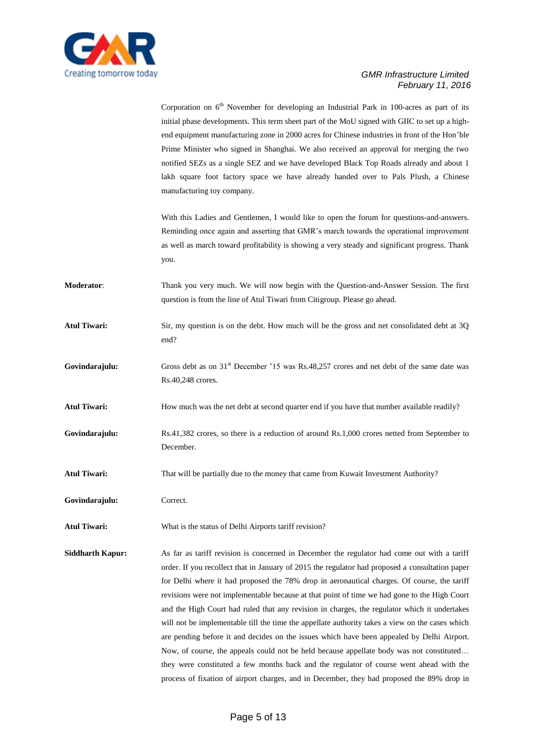Corporation on 6th November for developing an Industrial Park in 100-acres as part of its initial phase developments. This term sheet part of the MoU signed with GIIC to set up a high-end equipment manufacturing zone in 2000 acres for Chinese industries in front of the Hon'ble Prime Minister who signed in Shanghai. We also received an approval for merging the two notified SEZs as a single SEZ and we have developed Black Top Roads already and about 1 lakh square foot factory space we have already handed over to Pals Plush, a Chinese manufacturing toy company.

With this Ladies and Gentlemen, I would like to open the forum for questions-and-answers. Reminding once again and asserting that GMR's march towards the operational improvement as well as march toward profitability is showing a very steady and significant progress. Thank you.

**Moderator**: Thank you very much. We will now begin with the Question-and-Answer Session. The first question is from the line of Atul Tiwari from Citigroup. Please go ahead.

**Atul Tiwari:** Sir, my question is on the debt. How much will be the gross and net consolidated debt at 3Q end?

**Govindarajulu:** Gross debt as on 31st December '15 was Rs.48,257 crores and net debt of the same date was Rs.40,248 crores.

**Atul Tiwari:** How much was the net debt at second quarter end if you have that number available readily?

**Govindarajulu:** Rs.41,382 crores, so there is a reduction of around Rs.1,000 crores netted from September to December.

**Atul Tiwari:** That will be partially due to the money that came from Kuwait Investment Authority?

**Govindarajulu:** Correct.

**Atul Tiwari:** What is the status of Delhi Airports tariff revision?

**Siddharth Kapur:** As far as tariff revision is concerned in December the regulator had come out with a tariff order. If you recollect that in January of 2015 the regulator had proposed a consultation paper for Delhi where it had proposed the 78% drop in aeronautical charges. Of course, the tariff revisions were not implementable because at that point of time we had gone to the High Court and the High Court had ruled that any revision in charges, the regulator which it undertakes will not be implementable till the time the appellate authority takes a view on the cases which are pending before it and decides on the issues which have been appealed by Delhi Airport. Now, of course, the appeals could not be held because appellate body was not constituted… they were constituted a few months back and the regulator of course went ahead with the process of fixation of airport charges, and in December, they had proposed the 89% drop in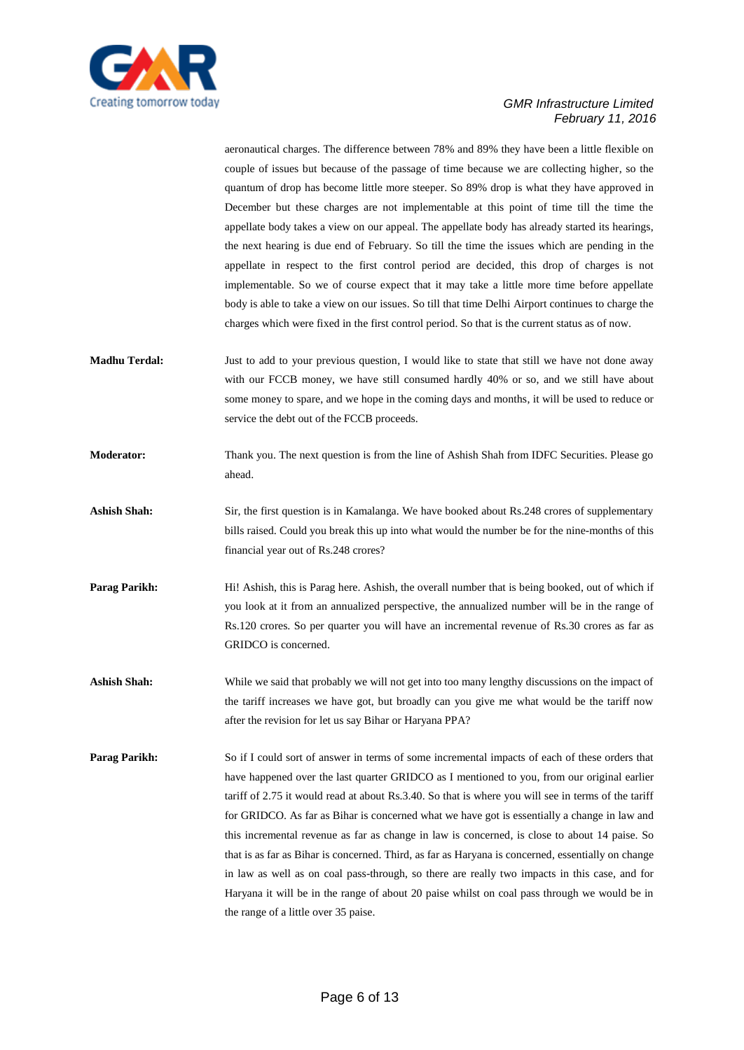aeronautical charges. The difference between 78% and 89% they have been a little flexible on couple of issues but because of the passage of time because we are collecting higher, so the quantum of drop has become little more steeper. So 89% drop is what they have approved in December but these charges are not implementable at this point of time till the time the appellate body takes a view on our appeal. The appellate body has already started its hearings, the next hearing is due end of February. So till the time the issues which are pending in the appellate in respect to the first control period are decided, this drop of charges is not implementable. So we of course expect that it may take a little more time before appellate body is able to take a view on our issues. So till that time Delhi Airport continues to charge the charges which were fixed in the first control period. So that is the current status as of now.

**Madhu Terdal:** Just to add to your previous question, I would like to state that still we have not done away with our FCCB money, we have still consumed hardly 40% or so, and we still have about some money to spare, and we hope in the coming days and months, it will be used to reduce or service the debt out of the FCCB proceeds.

**Moderator:** Thank you. The next question is from the line of Ashish Shah from IDFC Securities. Please go ahead.

**Ashish Shah:** Sir, the first question is in Kamalanga. We have booked about Rs.248 crores of supplementary bills raised. Could you break this up into what would the number be for the nine-months of this financial year out of Rs.248 crores?

**Parag Parikh:** Hi! Ashish, this is Parag here. Ashish, the overall number that is being booked, out of which if you look at it from an annualized perspective, the annualized number will be in the range of Rs.120 crores. So per quarter you will have an incremental revenue of Rs.30 crores as far as GRIDCO is concerned.

**Ashish Shah:** While we said that probably we will not get into too many lengthy discussions on the impact of the tariff increases we have got, but broadly can you give me what would be the tariff now after the revision for let us say Bihar or Haryana PPA?

**Parag Parikh:** So if I could sort of answer in terms of some incremental impacts of each of these orders that have happened over the last quarter GRIDCO as I mentioned to you, from our original earlier tariff of 2.75 it would read at about Rs.3.40. So that is where you will see in terms of the tariff for GRIDCO. As far as Bihar is concerned what we have got is essentially a change in law and this incremental revenue as far as change in law is concerned, is close to about 14 paise. So that is as far as Bihar is concerned. Third, as far as Haryana is concerned, essentially on change in law as well as on coal pass-through, so there are really two impacts in this case, and for Haryana it will be in the range of about 20 paise whilst on coal pass through we would be in the range of a little over 35 paise.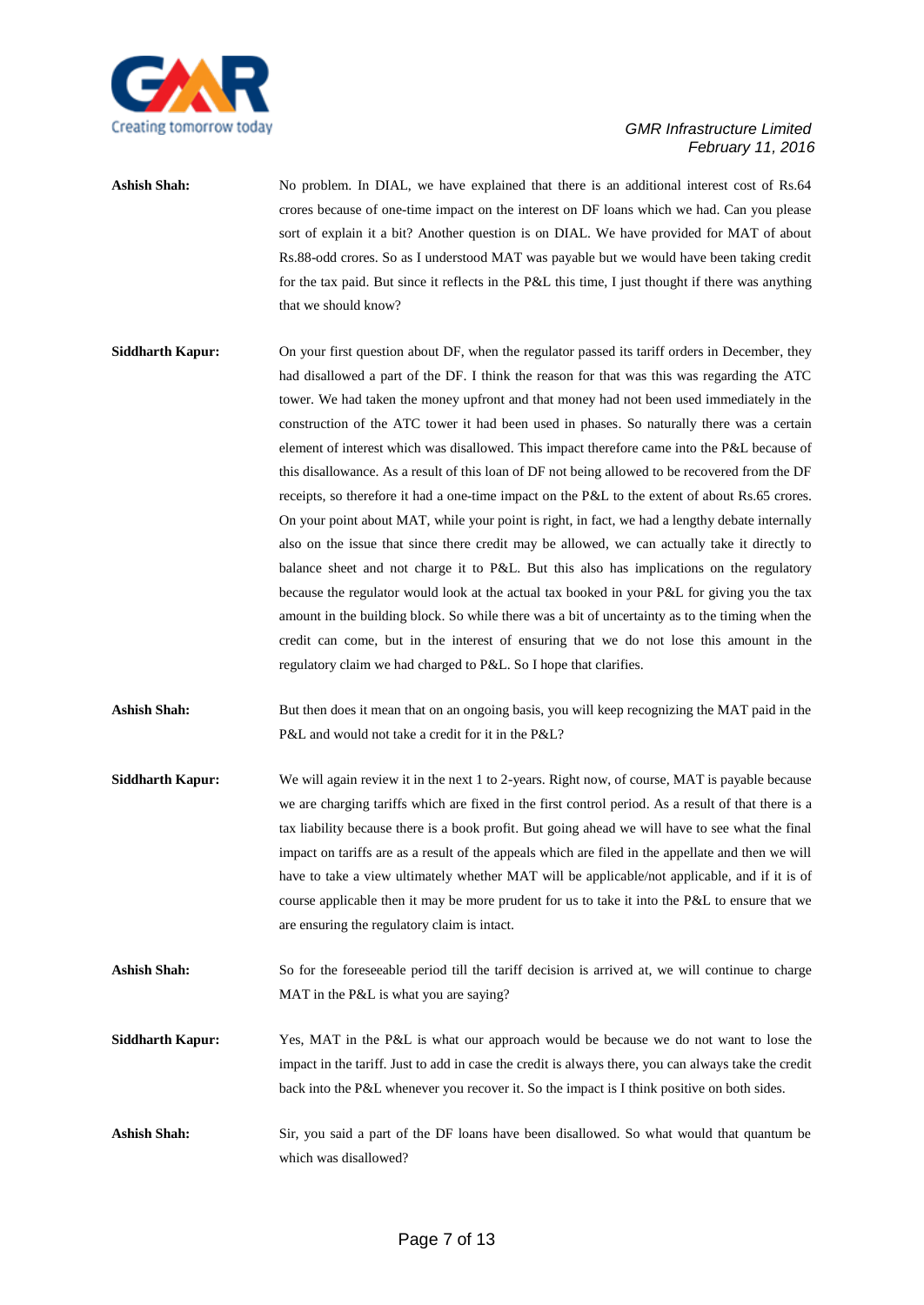**Ashish Shah:** No problem. In DIAL, we have explained that there is an additional interest cost of Rs.64 crores because of one-time impact on the interest on DF loans which we had. Can you please sort of explain it a bit? Another question is on DIAL. We have provided for MAT of about Rs.88-odd crores. So as I understood MAT was payable but we would have been taking credit for the tax paid. But since it reflects in the P&L this time, I just thought if there was anything that we should know?

**Siddharth Kapur:** On your first question about DF, when the regulator passed its tariff orders in December, they had disallowed a part of the DF. I think the reason for that was this was regarding the ATC tower. We had taken the money upfront and that money had not been used immediately in the construction of the ATC tower it had been used in phases. So naturally there was a certain element of interest which was disallowed. This impact therefore came into the P&L because of this disallowance. As a result of this loan of DF not being allowed to be recovered from the DF receipts, so therefore it had a one-time impact on the P&L to the extent of about Rs.65 crores. On your point about MAT, while your point is right, in fact, we had a lengthy debate internally also on the issue that since there credit may be allowed, we can actually take it directly to balance sheet and not charge it to P&L. But this also has implications on the regulatory because the regulator would look at the actual tax booked in your P&L for giving you the tax amount in the building block. So while there was a bit of uncertainty as to the timing when the credit can come, but in the interest of ensuring that we do not lose this amount in the regulatory claim we had charged to P&L. So I hope that clarifies.

**Ashish Shah:** But then does it mean that on an ongoing basis, you will keep recognizing the MAT paid in the P&L and would not take a credit for it in the P&L?

**Siddharth Kapur:** We will again review it in the next 1 to 2-years. Right now, of course, MAT is payable because we are charging tariffs which are fixed in the first control period. As a result of that there is a tax liability because there is a book profit. But going ahead we will have to see what the final impact on tariffs are as a result of the appeals which are filed in the appellate and then we will have to take a view ultimately whether MAT will be applicable/not applicable, and if it is of course applicable then it may be more prudent for us to take it into the P&L to ensure that we are ensuring the regulatory claim is intact.

**Ashish Shah:** So for the foreseeable period till the tariff decision is arrived at, we will continue to charge MAT in the P&L is what you are saying?

**Siddharth Kapur:** Yes, MAT in the P&L is what our approach would be because we do not want to lose the impact in the tariff. Just to add in case the credit is always there, you can always take the credit back into the P&L whenever you recover it. So the impact is I think positive on both sides.

**Ashish Shah:** Sir, you said a part of the DF loans have been disallowed. So what would that quantum be which was disallowed?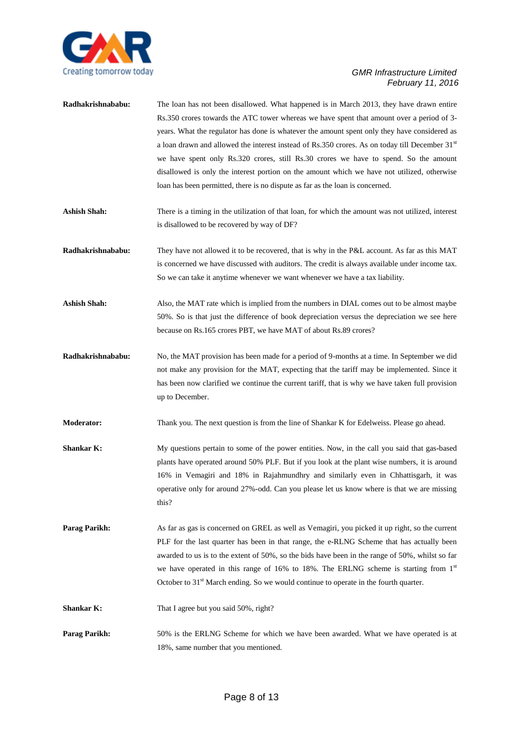**Radhakrishnababu:** The loan has not been disallowed. What happened is in March 2013, they have drawn entire Rs.350 crores towards the ATC tower whereas we have spent that amount over a period of 3-years. What the regulator has done is whatever the amount spent only they have considered as a loan drawn and allowed the interest instead of Rs.350 crores. As on today till December 31st we have spent only Rs.320 crores, still Rs.30 crores we have to spend. So the amount disallowed is only the interest portion on the amount which we have not utilized, otherwise loan has been permitted, there is no dispute as far as the loan is concerned.

**Ashish Shah:** There is a timing in the utilization of that loan, for which the amount was not utilized, interest is disallowed to be recovered by way of DF?

**Radhakrishnababu:** They have not allowed it to be recovered, that is why in the P&L account. As far as this MAT is concerned we have discussed with auditors. The credit is always available under income tax. So we can take it anytime whenever we want whenever we have a tax liability.

**Ashish Shah:** Also, the MAT rate which is implied from the numbers in DIAL comes out to be almost maybe 50%. So is that just the difference of book depreciation versus the depreciation we see here because on Rs.165 crores PBT, we have MAT of about Rs.89 crores?

**Radhakrishnababu:** No, the MAT provision has been made for a period of 9-months at a time. In September we did not make any provision for the MAT, expecting that the tariff may be implemented. Since it has been now clarified we continue the current tariff, that is why we have taken full provision up to December.

**Moderator:** Thank you. The next question is from the line of Shankar K for Edelweiss. Please go ahead.

**Shankar K:** My questions pertain to some of the power entities. Now, in the call you said that gas-based plants have operated around 50% PLF. But if you look at the plant wise numbers, it is around 16% in Vemagiri and 18% in Rajahmundhry and similarly even in Chhattisgarh, it was operative only for around 27%-odd. Can you please let us know where is that we are missing this?

**Parag Parikh:** As far as gas is concerned on GREL as well as Vemagiri, you picked it up right, so the current PLF for the last quarter has been in that range, the e-RLNG Scheme that has actually been awarded to us is to the extent of 50%, so the bids have been in the range of 50%, whilst so far we have operated in this range of 16% to 18%. The ERLNG scheme is starting from 1st October to 31st March ending. So we would continue to operate in the fourth quarter.

**Shankar K:** That I agree but you said 50%, right?

**Parag Parikh:** 50% is the ERLNG Scheme for which we have been awarded. What we have operated is at 18%, same number that you mentioned.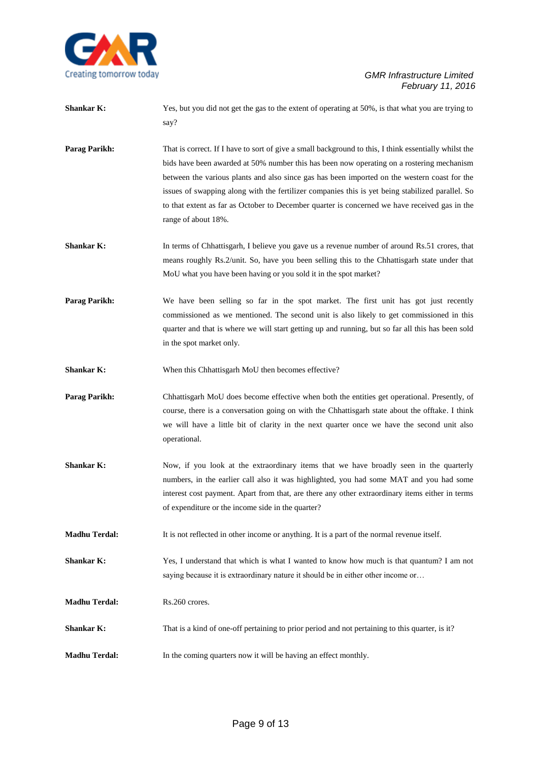**Shankar K:** Yes, but you did not get the gas to the extent of operating at 50%, is that what you are trying to say?

**Parag Parikh:** That is correct. If I have to sort of give a small background to this, I think essentially whilst the bids have been awarded at 50% number this has been now operating on a rostering mechanism between the various plants and also since gas has been imported on the western coast for the issues of swapping along with the fertilizer companies this is yet being stabilized parallel. So to that extent as far as October to December quarter is concerned we have received gas in the range of about 18%.

**Shankar K:** In terms of Chhattisgarh, I believe you gave us a revenue number of around Rs.51 crores, that means roughly Rs.2/unit. So, have you been selling this to the Chhattisgarh state under that MoU what you have been having or you sold it in the spot market?

**Parag Parikh:** We have been selling so far in the spot market. The first unit has got just recently commissioned as we mentioned. The second unit is also likely to get commissioned in this quarter and that is where we will start getting up and running, but so far all this has been sold in the spot market only.

**Shankar K:** When this Chhattisgarh MoU then becomes effective?

**Parag Parikh:** Chhattisgarh MoU does become effective when both the entities get operational. Presently, of course, there is a conversation going on with the Chhattisgarh state about the offtake. I think we will have a little bit of clarity in the next quarter once we have the second unit also operational.

**Shankar K:** Now, if you look at the extraordinary items that we have broadly seen in the quarterly numbers, in the earlier call also it was highlighted, you had some MAT and you had some interest cost payment. Apart from that, are there any other extraordinary items either in terms of expenditure or the income side in the quarter?

**Madhu Terdal:** It is not reflected in other income or anything. It is a part of the normal revenue itself.

**Shankar K:** Yes, I understand that which is what I wanted to know how much is that quantum? I am not saying because it is extraordinary nature it should be in either other income or…

**Madhu Terdal:** Rs.260 crores.

**Shankar K:** That is a kind of one-off pertaining to prior period and not pertaining to this quarter, is it?

**Madhu Terdal:** In the coming quarters now it will be having an effect monthly.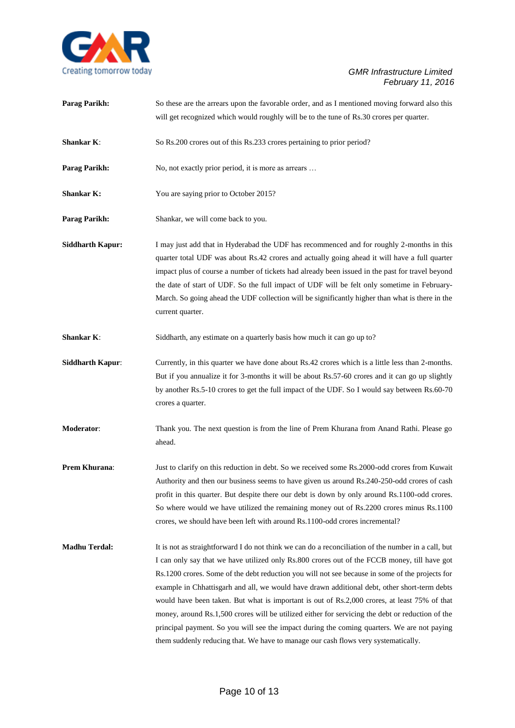**Parag Parikh:** So these are the arrears upon the favorable order, and as I mentioned moving forward also this will get recognized which would roughly will be to the tune of Rs.30 crores per quarter.

**Shankar K**: So Rs.200 crores out of this Rs.233 crores pertaining to prior period?

**Parag Parikh:** No, not exactly prior period, it is more as arrears …

**Shankar K:** You are saying prior to October 2015?

**Parag Parikh:** Shankar, we will come back to you.

**Siddharth Kapur:** I may just add that in Hyderabad the UDF has recommenced and for roughly 2-months in this quarter total UDF was about Rs.42 crores and actually going ahead it will have a full quarter impact plus of course a number of tickets had already been issued in the past for travel beyond the date of start of UDF. So the full impact of UDF will be felt only sometime in February-March. So going ahead the UDF collection will be significantly higher than what is there in the current quarter.

**Shankar K**: Siddharth, any estimate on a quarterly basis how much it can go up to?

**Siddharth Kapur**: Currently, in this quarter we have done about Rs.42 crores which is a little less than 2-months. But if you annualize it for 3-months it will be about Rs.57-60 crores and it can go up slightly by another Rs.5-10 crores to get the full impact of the UDF. So I would say between Rs.60-70 crores a quarter.

**Moderator**: Thank you. The next question is from the line of Prem Khurana from Anand Rathi. Please go ahead.

**Prem Khurana**: Just to clarify on this reduction in debt. So we received some Rs.2000-odd crores from Kuwait Authority and then our business seems to have given us around Rs.240-250-odd crores of cash profit in this quarter. But despite there our debt is down by only around Rs.1100-odd crores. So where would we have utilized the remaining money out of Rs.2200 crores minus Rs.1100 crores, we should have been left with around Rs.1100-odd crores incremental?

**Madhu Terdal:** It is not as straightforward I do not think we can do a reconciliation of the number in a call, but I can only say that we have utilized only Rs.800 crores out of the FCCB money, till have got Rs.1200 crores. Some of the debt reduction you will not see because in some of the projects for example in Chhattisgarh and all, we would have drawn additional debt, other short-term debts would have been taken. But what is important is out of Rs.2,000 crores, at least 75% of that money, around Rs.1,500 crores will be utilized either for servicing the debt or reduction of the principal payment. So you will see the impact during the coming quarters. We are not paying them suddenly reducing that. We have to manage our cash flows very systematically.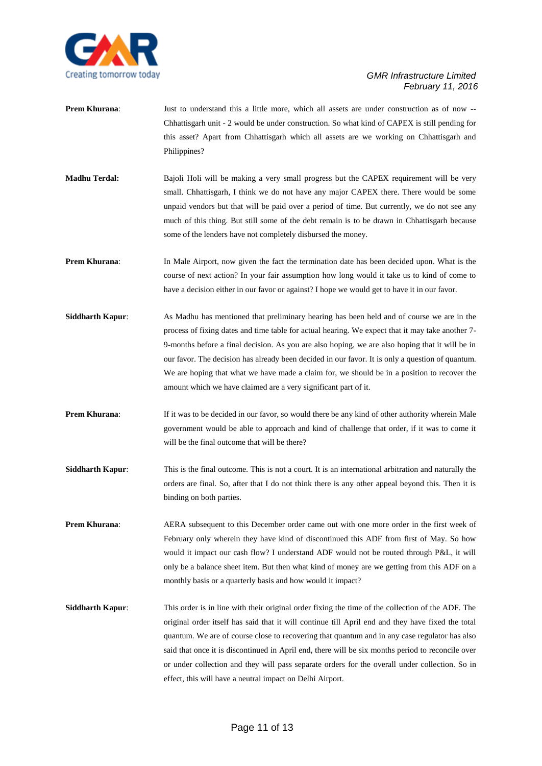**Prem Khurana**: Just to understand this a little more, which all assets are under construction as of now -- Chhattisgarh unit - 2 would be under construction. So what kind of CAPEX is still pending for this asset? Apart from Chhattisgarh which all assets are we working on Chhattisgarh and Philippines?

**Madhu Terdal:** Bajoli Holi will be making a very small progress but the CAPEX requirement will be very small. Chhattisgarh, I think we do not have any major CAPEX there. There would be some unpaid vendors but that will be paid over a period of time. But currently, we do not see any much of this thing. But still some of the debt remain is to be drawn in Chhattisgarh because some of the lenders have not completely disbursed the money.

**Prem Khurana**: In Male Airport, now given the fact the termination date has been decided upon. What is the course of next action? In your fair assumption how long would it take us to kind of come to have a decision either in our favor or against? I hope we would get to have it in our favor.

**Siddharth Kapur**: As Madhu has mentioned that preliminary hearing has been held and of course we are in the process of fixing dates and time table for actual hearing. We expect that it may take another 7-9-months before a final decision. As you are also hoping, we are also hoping that it will be in our favor. The decision has already been decided in our favor. It is only a question of quantum. We are hoping that what we have made a claim for, we should be in a position to recover the amount which we have claimed are a very significant part of it.

**Prem Khurana**: If it was to be decided in our favor, so would there be any kind of other authority wherein Male government would be able to approach and kind of challenge that order, if it was to come it will be the final outcome that will be there?

**Siddharth Kapur**: This is the final outcome. This is not a court. It is an international arbitration and naturally the orders are final. So, after that I do not think there is any other appeal beyond this. Then it is binding on both parties.

**Prem Khurana**: AERA subsequent to this December order came out with one more order in the first week of February only wherein they have kind of discontinued this ADF from first of May. So how would it impact our cash flow? I understand ADF would not be routed through P&L, it will only be a balance sheet item. But then what kind of money are we getting from this ADF on a monthly basis or a quarterly basis and how would it impact?

**Siddharth Kapur**: This order is in line with their original order fixing the time of the collection of the ADF. The original order itself has said that it will continue till April end and they have fixed the total quantum. We are of course close to recovering that quantum and in any case regulator has also said that once it is discontinued in April end, there will be six months period to reconcile over or under collection and they will pass separate orders for the overall under collection. So in effect, this will have a neutral impact on Delhi Airport.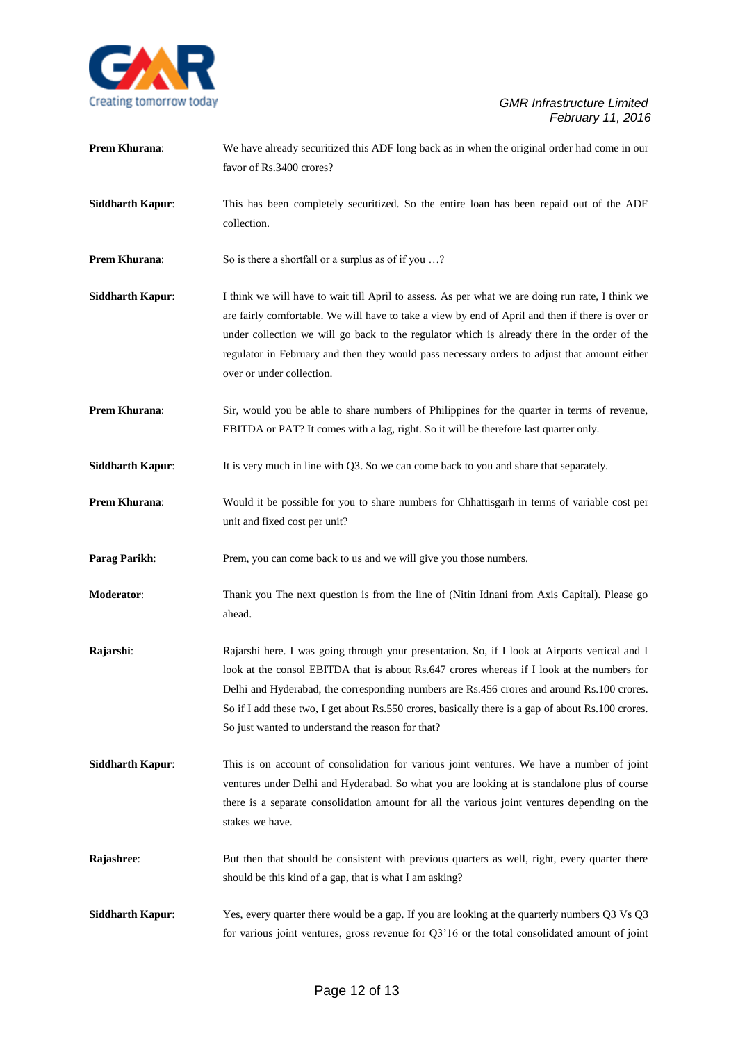**Prem Khurana**: We have already securitized this ADF long back as in when the original order had come in our favor of Rs.3400 crores?

**Siddharth Kapur**: This has been completely securitized. So the entire loan has been repaid out of the ADF collection.

**Prem Khurana**: So is there a shortfall or a surplus as of if you …?

**Siddharth Kapur**: I think we will have to wait till April to assess. As per what we are doing run rate, I think we are fairly comfortable. We will have to take a view by end of April and then if there is over or under collection we will go back to the regulator which is already there in the order of the regulator in February and then they would pass necessary orders to adjust that amount either over or under collection.

**Prem Khurana**: Sir, would you be able to share numbers of Philippines for the quarter in terms of revenue, EBITDA or PAT? It comes with a lag, right. So it will be therefore last quarter only.

**Siddharth Kapur**: It is very much in line with Q3. So we can come back to you and share that separately.

**Prem Khurana**: Would it be possible for you to share numbers for Chhattisgarh in terms of variable cost per unit and fixed cost per unit?

**Parag Parikh**: Prem, you can come back to us and we will give you those numbers.

**Moderator**: Thank you The next question is from the line of (Nitin Idnani from Axis Capital). Please go ahead.

**Rajarshi**: Rajarshi here. I was going through your presentation. So, if I look at Airports vertical and I look at the consol EBITDA that is about Rs.647 crores whereas if I look at the numbers for Delhi and Hyderabad, the corresponding numbers are Rs.456 crores and around Rs.100 crores. So if I add these two, I get about Rs.550 crores, basically there is a gap of about Rs.100 crores. So just wanted to understand the reason for that?

**Siddharth Kapur**: This is on account of consolidation for various joint ventures. We have a number of joint ventures under Delhi and Hyderabad. So what you are looking at is standalone plus of course there is a separate consolidation amount for all the various joint ventures depending on the stakes we have.

**Rajashree**: But then that should be consistent with previous quarters as well, right, every quarter there should be this kind of a gap, that is what I am asking?

**Siddharth Kapur**: Yes, every quarter there would be a gap. If you are looking at the quarterly numbers Q3 Vs Q3 for various joint ventures, gross revenue for Q3'16 or the total consolidated amount of joint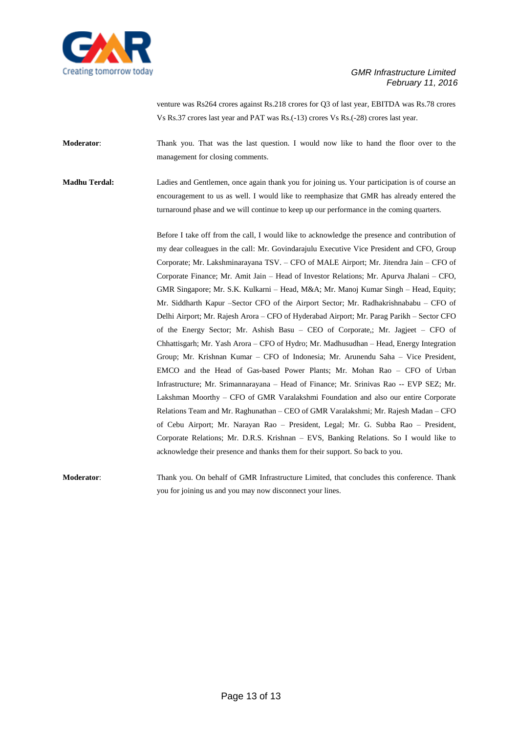venture was Rs264 crores against Rs.218 crores for Q3 of last year, EBITDA was Rs.78 crores Vs Rs.37 crores last year and PAT was Rs.(-13) crores Vs Rs.(-28) crores last year.

**Moderator**: Thank you. That was the last question. I would now like to hand the floor over to the management for closing comments.

**Madhu Terdal:** Ladies and Gentlemen, once again thank you for joining us. Your participation is of course an encouragement to us as well. I would like to reemphasize that GMR has already entered the turnaround phase and we will continue to keep up our performance in the coming quarters.

Before I take off from the call, I would like to acknowledge the presence and contribution of my dear colleagues in the call: Mr. Govindarajulu Executive Vice President and CFO, Group Corporate; Mr. Lakshminarayana TSV. – CFO of MALE Airport; Mr. Jitendra Jain – CFO of Corporate Finance; Mr. Amit Jain – Head of Investor Relations; Mr. Apurva Jhalani – CFO, GMR Singapore; Mr. S.K. Kulkarni – Head, M&A; Mr. Manoj Kumar Singh – Head, Equity; Mr. Siddharth Kapur –Sector CFO of the Airport Sector; Mr. Radhakrishnababu – CFO of Delhi Airport; Mr. Rajesh Arora – CFO of Hyderabad Airport; Mr. Parag Parikh – Sector CFO of the Energy Sector; Mr. Ashish Basu – CEO of Corporate,; Mr. Jagjeet – CFO of Chhattisgarh; Mr. Yash Arora – CFO of Hydro; Mr. Madhusudhan – Head, Energy Integration Group; Mr. Krishnan Kumar – CFO of Indonesia; Mr. Arunendu Saha – Vice President, EMCO and the Head of Gas-based Power Plants; Mr. Mohan Rao – CFO of Urban Infrastructure; Mr. Srimannarayana – Head of Finance; Mr. Srinivas Rao -- EVP SEZ; Mr. Lakshman Moorthy – CFO of GMR Varalakshmi Foundation and also our entire Corporate Relations Team and Mr. Raghunathan – CEO of GMR Varalakshmi; Mr. Rajesh Madan – CFO of Cebu Airport; Mr. Narayan Rao – President, Legal; Mr. G. Subba Rao – President, Corporate Relations; Mr. D.R.S. Krishnan – EVS, Banking Relations. So I would like to acknowledge their presence and thanks them for their support. So back to you.

**Moderator**: Thank you. On behalf of GMR Infrastructure Limited, that concludes this conference. Thank you for joining us and you may now disconnect your lines.